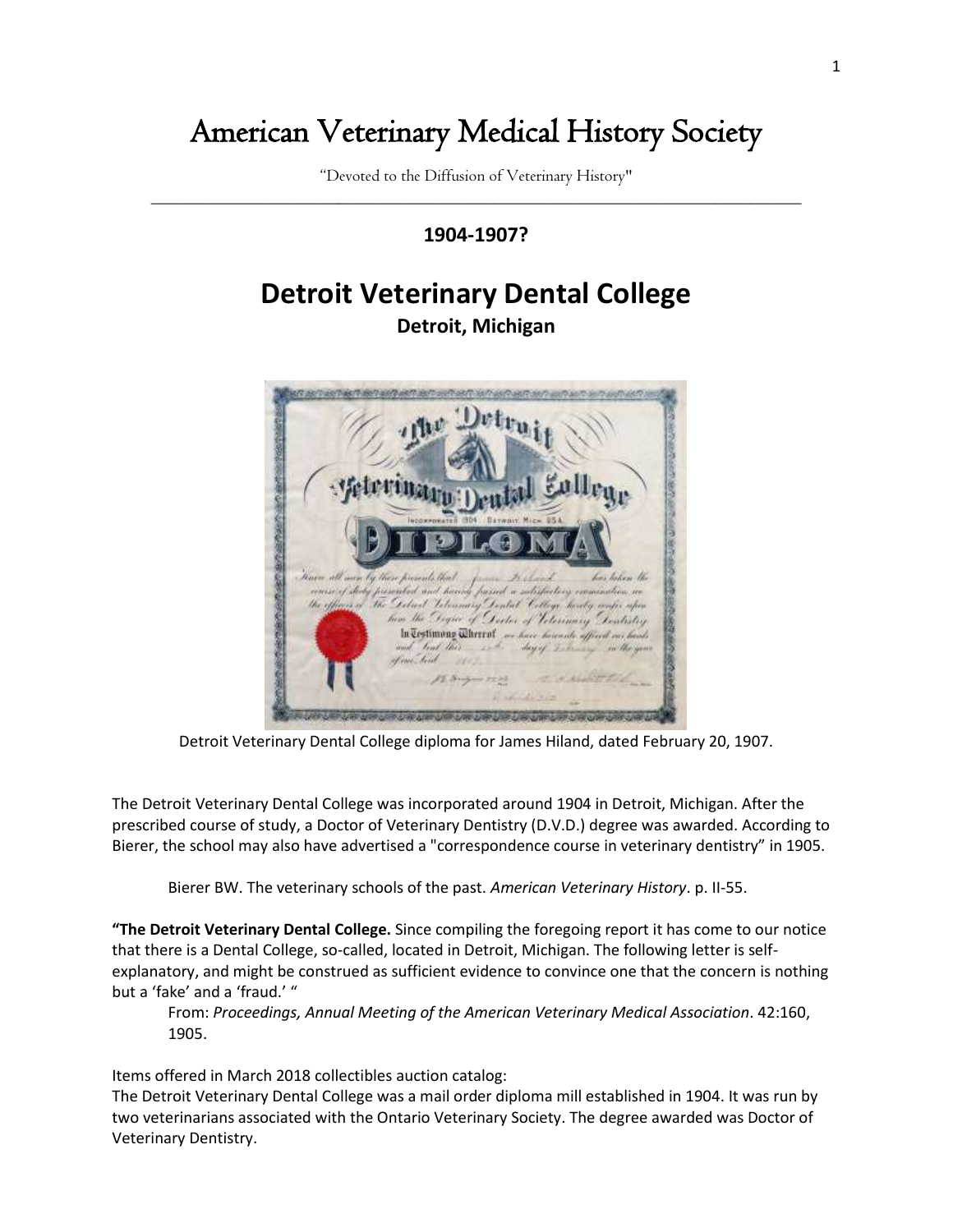# American Veterinary Medical History Society

"Devoted to the Diffusion of Veterinary History"

**1904-1907?**

## Detroit Veterinary Dental College

### Detroit, Michigan

Detroit Veterinary Dental College diploma for James Hiland, dated February 20, 1907.

The Detroit Veterinary Dental College was incorporated around 1904 in Detroit, Michigan. After the prescribed course of study, a Doctor of Veterinary Dentistry (D.V.D.) degree was awarded. According to Bierer, the school may also have advertised a "correspondence course in veterinary dentistry" in 1905.

> Bierer BW. The veterinary schools of the past. *American Veterinary History*. p. II-55.

**"The Detroit Veterinary Dental College.** Since compiling the foregoing report it has come to our notice that there is a Dental College, so-called, located in Detroit, Michigan. The following letter is self-explanatory, and might be construed as sufficient evidence to convince one that the concern is nothing but a 'fake' and a 'fraud.' "

> From: *Proceedings, Annual Meeting of the American Veterinary Medical Association*. 42:160, 1905.

Items offered in March 2018 collectibles auction catalog:
The Detroit Veterinary Dental College was a mail order diploma mill established in 1904. It was run by two veterinarians associated with the Ontario Veterinary Society. The degree awarded was Doctor of Veterinary Dentistry.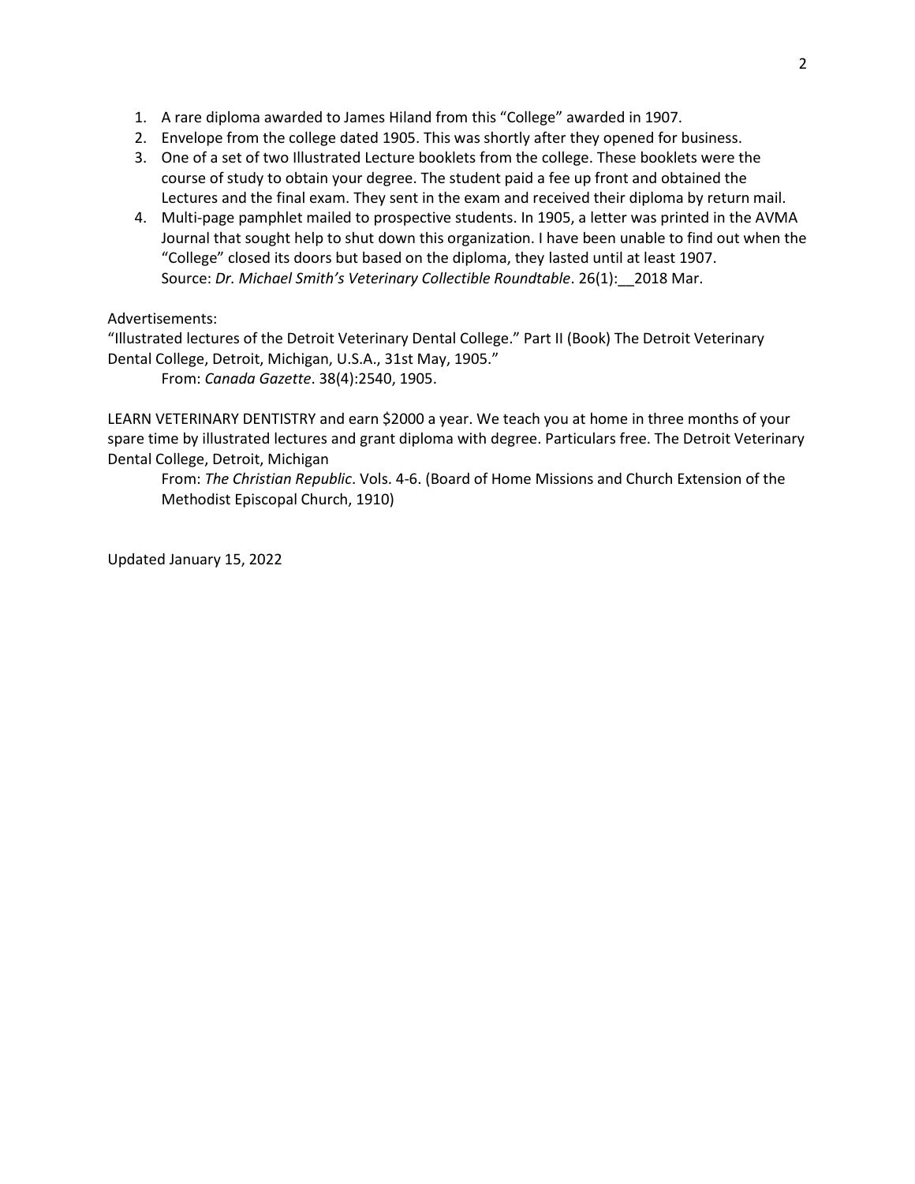1. A rare diploma awarded to James Hiland from this "College" awarded in 1907.
2. Envelope from the college dated 1905. This was shortly after they opened for business.
3. One of a set of two Illustrated Lecture booklets from the college. These booklets were the course of study to obtain your degree. The student paid a fee up front and obtained the Lectures and the final exam. They sent in the exam and received their diploma by return mail.
4. Multi-page pamphlet mailed to prospective students. In 1905, a letter was printed in the AVMA Journal that sought help to shut down this organization. I have been unable to find out when the "College" closed its doors but based on the diploma, they lasted until at least 1907.
   Source: *Dr. Michael Smith's Veterinary Collectible Roundtable*. 26(1):__2018 Mar.

Advertisements:
"Illustrated lectures of the Detroit Veterinary Dental College." Part II (Book) The Detroit Veterinary Dental College, Detroit, Michigan, U.S.A., 31st May, 1905."

From: *Canada Gazette*. 38(4):2540, 1905.

LEARN VETERINARY DENTISTRY and earn $2000 a year. We teach you at home in three months of your spare time by illustrated lectures and grant diploma with degree. Particulars free. The Detroit Veterinary Dental College, Detroit, Michigan

From: *The Christian Republic*. Vols. 4-6. (Board of Home Missions and Church Extension of the Methodist Episcopal Church, 1910)

Updated January 15, 2022